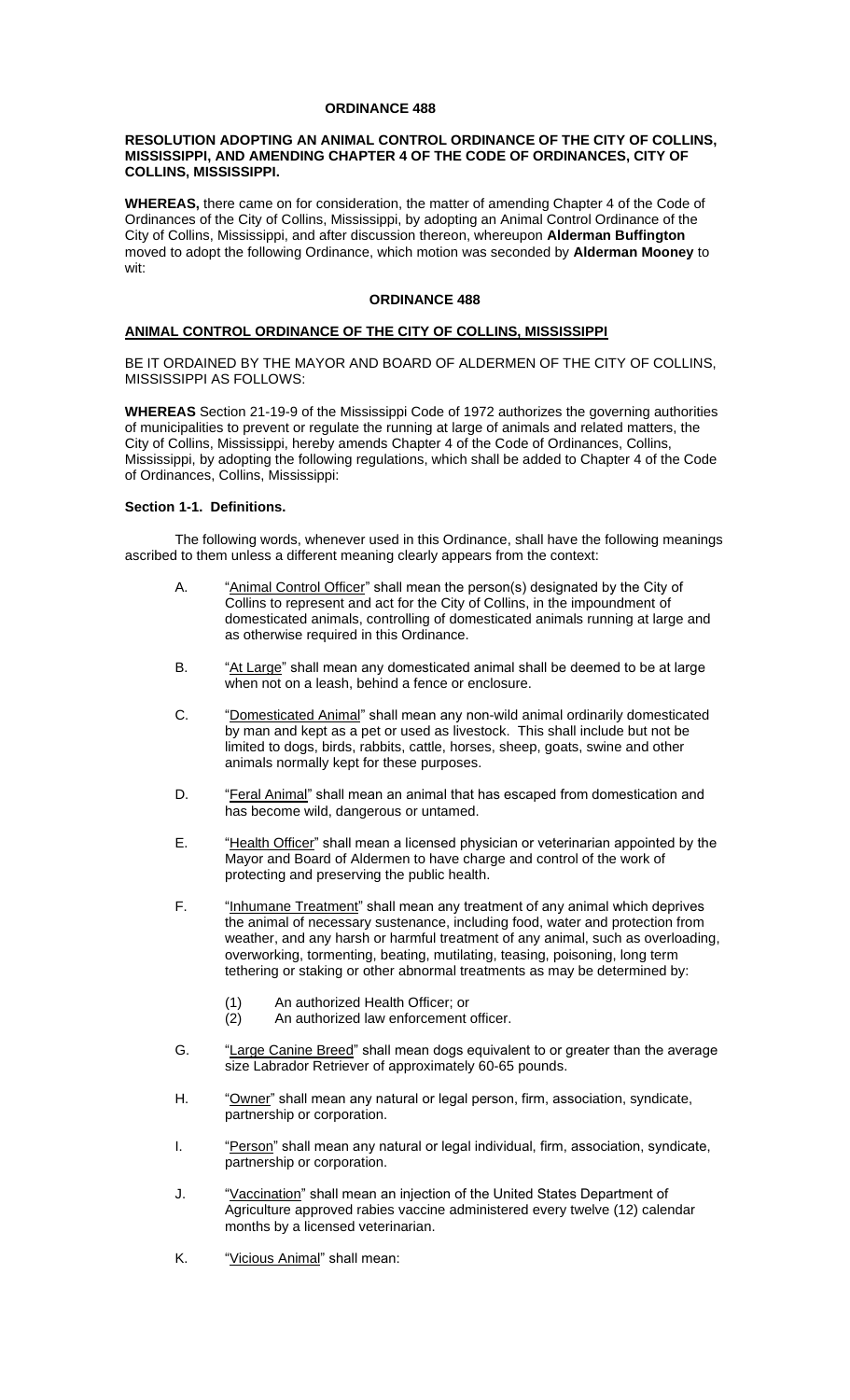# ORDINANCE 488

**RESOLUTION ADOPTING AN ANIMAL CONTROL ORDINANCE OF THE CITY OF COLLINS, MISSISSIPPI, AND AMENDING CHAPTER 4 OF THE CODE OF ORDINANCES, CITY OF COLLINS, MISSISSIPPI.**

**WHEREAS,** there came on for consideration, the matter of amending Chapter 4 of the Code of Ordinances of the City of Collins, Mississippi, by adopting an Animal Control Ordinance of the City of Collins, Mississippi, and after discussion thereon, whereupon **Alderman Buffington** moved to adopt the following Ordinance, which motion was seconded by **Alderman Mooney** to wit:

## ORDINANCE 488

## ANIMAL CONTROL ORDINANCE OF THE CITY OF COLLINS, MISSISSIPPI

BE IT ORDAINED BY THE MAYOR AND BOARD OF ALDERMEN OF THE CITY OF COLLINS, MISSISSIPPI AS FOLLOWS:

**WHEREAS** Section 21-19-9 of the Mississippi Code of 1972 authorizes the governing authorities of municipalities to prevent or regulate the running at large of animals and related matters, the City of Collins, Mississippi, hereby amends Chapter 4 of the Code of Ordinances, Collins, Mississippi, by adopting the following regulations, which shall be added to Chapter 4 of the Code of Ordinances, Collins, Mississippi:

### Section 1-1. Definitions.

The following words, whenever used in this Ordinance, shall have the following meanings ascribed to them unless a different meaning clearly appears from the context:

A. "Animal Control Officer" shall mean the person(s) designated by the City of Collins to represent and act for the City of Collins, in the impoundment of domesticated animals, controlling of domesticated animals running at large and as otherwise required in this Ordinance.

B. "At Large" shall mean any domesticated animal shall be deemed to be at large when not on a leash, behind a fence or enclosure.

C. "Domesticated Animal" shall mean any non-wild animal ordinarily domesticated by man and kept as a pet or used as livestock. This shall include but not be limited to dogs, birds, rabbits, cattle, horses, sheep, goats, swine and other animals normally kept for these purposes.

D. "Feral Animal" shall mean an animal that has escaped from domestication and has become wild, dangerous or untamed.

E. "Health Officer" shall mean a licensed physician or veterinarian appointed by the Mayor and Board of Aldermen to have charge and control of the work of protecting and preserving the public health.

F. "Inhumane Treatment" shall mean any treatment of any animal which deprives the animal of necessary sustenance, including food, water and protection from weather, and any harsh or harmful treatment of any animal, such as overloading, overworking, tormenting, beating, mutilating, teasing, poisoning, long term tethering or staking or other abnormal treatments as may be determined by:

   (1) An authorized Health Officer; or
   (2) An authorized law enforcement officer.

G. "Large Canine Breed" shall mean dogs equivalent to or greater than the average size Labrador Retriever of approximately 60-65 pounds.

H. "Owner" shall mean any natural or legal person, firm, association, syndicate, partnership or corporation.

I. "Person" shall mean any natural or legal individual, firm, association, syndicate, partnership or corporation.

J. "Vaccination" shall mean an injection of the United States Department of Agriculture approved rabies vaccine administered every twelve (12) calendar months by a licensed veterinarian.

K. "Vicious Animal" shall mean: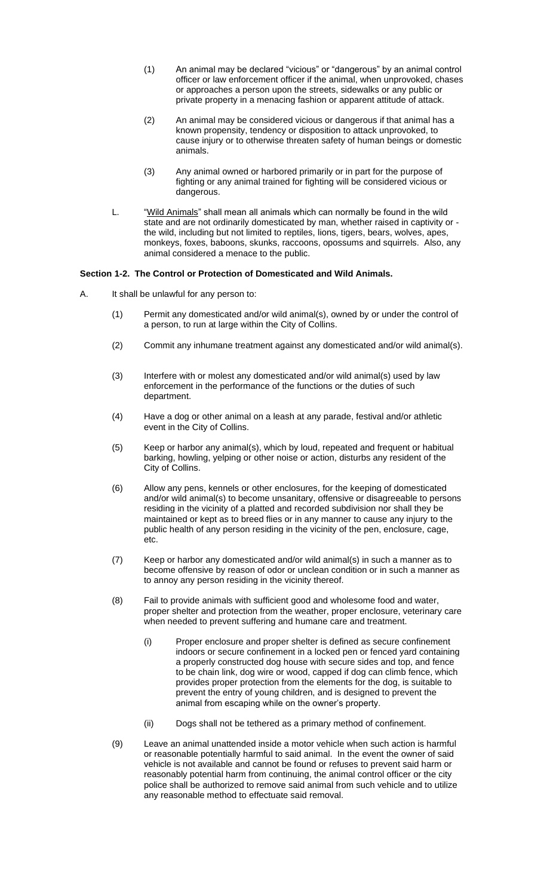(1) An animal may be declared "vicious" or "dangerous" by an animal control officer or law enforcement officer if the animal, when unprovoked, chases or approaches a person upon the streets, sidewalks or any public or private property in a menacing fashion or apparent attitude of attack.

(2) An animal may be considered vicious or dangerous if that animal has a known propensity, tendency or disposition to attack unprovoked, to cause injury or to otherwise threaten safety of human beings or domestic animals.

(3) Any animal owned or harbored primarily or in part for the purpose of fighting or any animal trained for fighting will be considered vicious or dangerous.

L. "Wild Animals" shall mean all animals which can normally be found in the wild state and are not ordinarily domesticated by man, whether raised in captivity or - the wild, including but not limited to reptiles, lions, tigers, bears, wolves, apes, monkeys, foxes, baboons, skunks, raccoons, opossums and squirrels. Also, any animal considered a menace to the public.

**Section 1-2. The Control or Protection of Domesticated and Wild Animals.**

A. It shall be unlawful for any person to:

(1) Permit any domesticated and/or wild animal(s), owned by or under the control of a person, to run at large within the City of Collins.

(2) Commit any inhumane treatment against any domesticated and/or wild animal(s).

(3) Interfere with or molest any domesticated and/or wild animal(s) used by law enforcement in the performance of the functions or the duties of such department.

(4) Have a dog or other animal on a leash at any parade, festival and/or athletic event in the City of Collins.

(5) Keep or harbor any animal(s), which by loud, repeated and frequent or habitual barking, howling, yelping or other noise or action, disturbs any resident of the City of Collins.

(6) Allow any pens, kennels or other enclosures, for the keeping of domesticated and/or wild animal(s) to become unsanitary, offensive or disagreeable to persons residing in the vicinity of a platted and recorded subdivision nor shall they be maintained or kept as to breed flies or in any manner to cause any injury to the public health of any person residing in the vicinity of the pen, enclosure, cage, etc.

(7) Keep or harbor any domesticated and/or wild animal(s) in such a manner as to become offensive by reason of odor or unclean condition or in such a manner as to annoy any person residing in the vicinity thereof.

(8) Fail to provide animals with sufficient good and wholesome food and water, proper shelter and protection from the weather, proper enclosure, veterinary care when needed to prevent suffering and humane care and treatment.

(i) Proper enclosure and proper shelter is defined as secure confinement indoors or secure confinement in a locked pen or fenced yard containing a properly constructed dog house with secure sides and top, and fence to be chain link, dog wire or wood, capped if dog can climb fence, which provides proper protection from the elements for the dog, is suitable to prevent the entry of young children, and is designed to prevent the animal from escaping while on the owner's property.

(ii) Dogs shall not be tethered as a primary method of confinement.

(9) Leave an animal unattended inside a motor vehicle when such action is harmful or reasonable potentially harmful to said animal. In the event the owner of said vehicle is not available and cannot be found or refuses to prevent said harm or reasonably potential harm from continuing, the animal control officer or the city police shall be authorized to remove said animal from such vehicle and to utilize any reasonable method to effectuate said removal.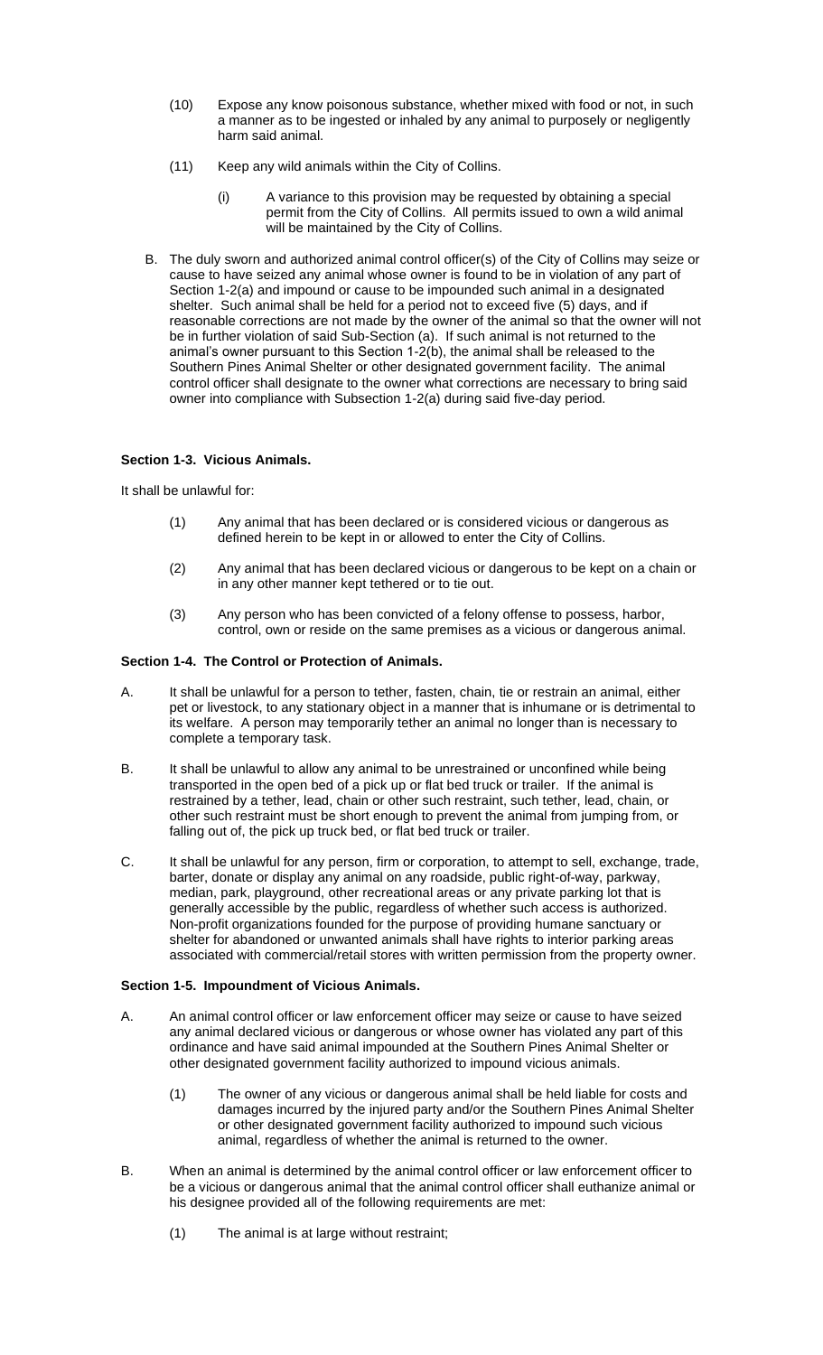(10) Expose any know poisonous substance, whether mixed with food or not, in such a manner as to be ingested or inhaled by any animal to purposely or negligently harm said animal.

(11) Keep any wild animals within the City of Collins.

(i) A variance to this provision may be requested by obtaining a special permit from the City of Collins. All permits issued to own a wild animal will be maintained by the City of Collins.

B. The duly sworn and authorized animal control officer(s) of the City of Collins may seize or cause to have seized any animal whose owner is found to be in violation of any part of Section 1-2(a) and impound or cause to be impounded such animal in a designated shelter. Such animal shall be held for a period not to exceed five (5) days, and if reasonable corrections are not made by the owner of the animal so that the owner will not be in further violation of said Sub-Section (a). If such animal is not returned to the animal's owner pursuant to this Section 1-2(b), the animal shall be released to the Southern Pines Animal Shelter or other designated what government facility. The animal control officer shall designate to the owner what corrections are necessary to bring said owner into compliance with Subsection 1-2(a) during said five-day period.

**Section 1-3. Vicious Animals.**

It shall be unlawful for:

(1) Any animal that has been declared or is considered vicious or dangerous as defined herein to be kept in or allowed to enter the City of Collins.

(2) Any animal that has been declared vicious or dangerous to be kept on a chain or in any other manner kept tethered or to tie out.

(3) Any person who has been convicted of a felony offense to possess, harbor, control, own or reside on the same premises as a vicious or dangerous animal.

**Section 1-4. The Control or Protection of Animals.**

A. It shall be unlawful for a person to tether, fasten, chain, tie or restrain an animal, either pet or livestock, to any stationary object in a manner that is inhumane or is detrimental to its welfare. A person may temporarily tether an animal no longer than is necessary to complete a temporary task.

B. It shall be unlawful to allow any animal to be unrestrained or unconfined while being transported in the open bed of a pick up or flat bed truck or trailer. If the animal is restrained by a tether, lead, chain or other such restraint, such tether, lead, chain, or other such restraint must be short enough to prevent the animal from jumping from, or falling out of, the pick up truck bed, or flat bed truck or trailer.

C. It shall be unlawful for any person, firm or corporation, to attempt to sell, exchange, trade, barter, donate or display any animal on any roadside, public right-of-way, parkway, median, park, playground, other recreational areas or any private parking lot that is generally accessible by the public, regardless of whether such access is authorized. Non-profit organizations founded for the purpose of providing humane sanctuary or shelter for abandoned or unwanted animals shall have rights to interior parking areas associated with commercial/retail stores with written permission from the property owner.

**Section 1-5. Impoundment of Vicious Animals.**

A. An animal control officer or law enforcement officer may seize or cause to have seized any animal declared vicious or dangerous or whose owner has violated any part of this ordinance and have said animal impounded at the Southern Pines Animal Shelter or other designated government facility authorized to impound vicious animals.

(1) The owner of any vicious or dangerous animal shall be held liable for costs and damages incurred by the injured party and/or the Southern Pines Animal Shelter or other designated government facility authorized to impound such vicious animal, regardless of whether the animal is returned to the owner.

B. When an animal is determined by the animal control officer or law enforcement officer to be a vicious or dangerous animal that the animal control officer shall euthanize animal or his designee provided all of the following requirements are met:

(1) The animal is at large without restraint;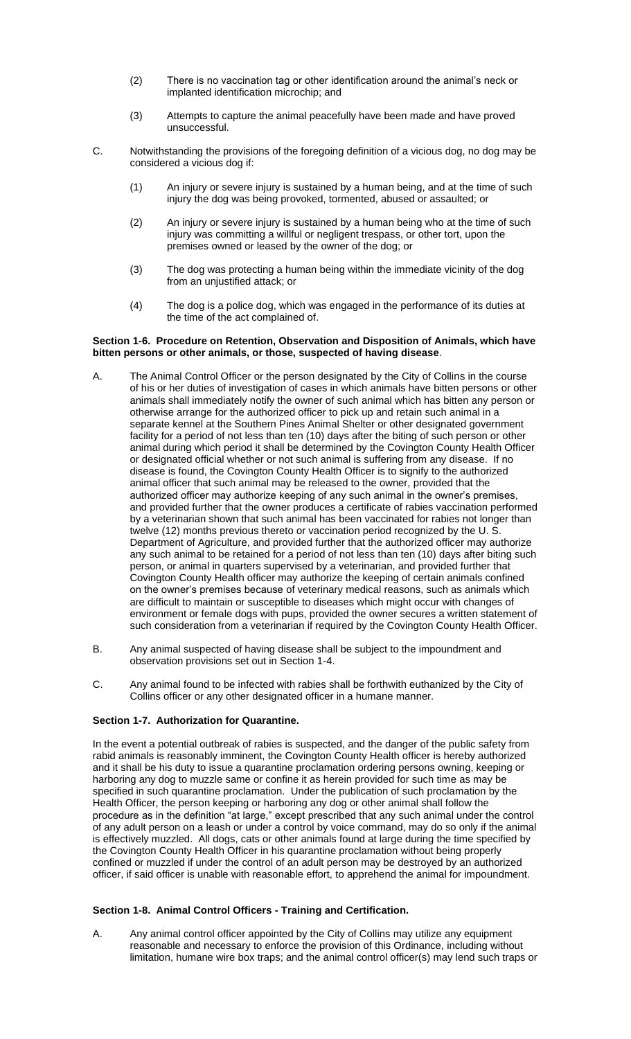(2) There is no vaccination tag or other identification around the animal's neck or implanted identification microchip; and

(3) Attempts to capture the animal peacefully have been made and have proved unsuccessful.

C. Notwithstanding the provisions of the foregoing definition of a vicious dog, no dog may be considered a vicious dog if:

(1) An injury or severe injury is sustained by a human being, and at the time of such injury the dog was being provoked, tormented, abused or assaulted; or

(2) An injury or severe injury is sustained by a human being who at the time of such injury was committing a willful or negligent trespass, or other tort, upon the premises owned or leased by the owner of the dog; or

(3) The dog was protecting a human being within the immediate vicinity of the dog from an unjustified attack; or

(4) The dog is a police dog, which was engaged in the performance of its duties at the time of the act complained of.

**Section 1-6. Procedure on Retention, Observation and Disposition of Animals, which have bitten persons or other animals, or those, suspected of having disease**.

A. The Animal Control Officer or the person designated by the City of Collins in the course of his or her duties of investigation of cases in which animals have bitten persons or other animals shall immediately notify the owner of such animal which has bitten any person or otherwise arrange for the authorized officer to pick up and retain such animal in a separate kennel at the Southern Pines Animal Shelter or other designated government facility for a period of not less than ten (10) days after the biting of such person or other animal during which period it shall be determined by the Covington County Health Officer or designated official whether or not such animal is suffering from any disease. If no disease is found, the Covington County Health Officer is to signify to the authorized animal officer that such animal may be released to the owner, provided that the authorized officer may authorize keeping of any such animal in the owner's premises, and provided further that the owner produces a certificate of rabies vaccination performed by a veterinarian shown that such animal has been vaccinated for rabies not longer than twelve (12) months previous thereto or vaccination period recognized by the U. S. Department of Agriculture, and provided further that the authorized officer may authorize any such animal to be retained for a period of not less than ten (10) days after biting such person, or animal in quarters supervised by a veterinarian, and provided further that Covington County Health officer may authorize the keeping of certain animals confined on the owner's premises because of veterinary medical reasons, such as animals which are difficult to maintain or susceptible to diseases which might occur with changes of environment or female dogs with pups, provided the owner secures a written statement of such consideration from a veterinarian if required by the Covington County Health Officer.

B. Any animal suspected of having disease shall be subject to the impoundment and observation provisions set out in Section 1-4.

C. Any animal found to be infected with rabies shall be forthwith euthanized by the City of Collins officer or any other designated officer in a humane manner.

**Section 1-7. Authorization for Quarantine.**

In the event a potential outbreak of rabies is suspected, and the danger of the public safety from rabid animals is reasonably imminent, the Covington County Health officer is hereby authorized and it shall be his duty to issue a quarantine proclamation ordering persons owning, keeping or harboring any dog to muzzle same or confine it as herein provided for such time as may be specified in such quarantine proclamation. Under the publication of such proclamation by the Health Officer, the person keeping or harboring any dog or other animal shall follow the procedure as in the definition "at large," except prescribed that any such animal under the control of any adult person on a leash or under a control by voice command, may do so only if the animal is effectively muzzled. All dogs, cats or other animals found at large during the time specified by the Covington County Health Officer in his quarantine proclamation without being properly confined or muzzled if under the control of an adult person may be destroyed by an authorized officer, if said officer is unable with reasonable effort, to apprehend the animal for impoundment.

**Section 1-8. Animal Control Officers - Training and Certification.**

A. Any animal control officer appointed by the City of Collins may utilize any equipment reasonable and necessary to enforce the provision of this Ordinance, including without limitation, humane wire box traps; and the animal control officer(s) may lend such traps or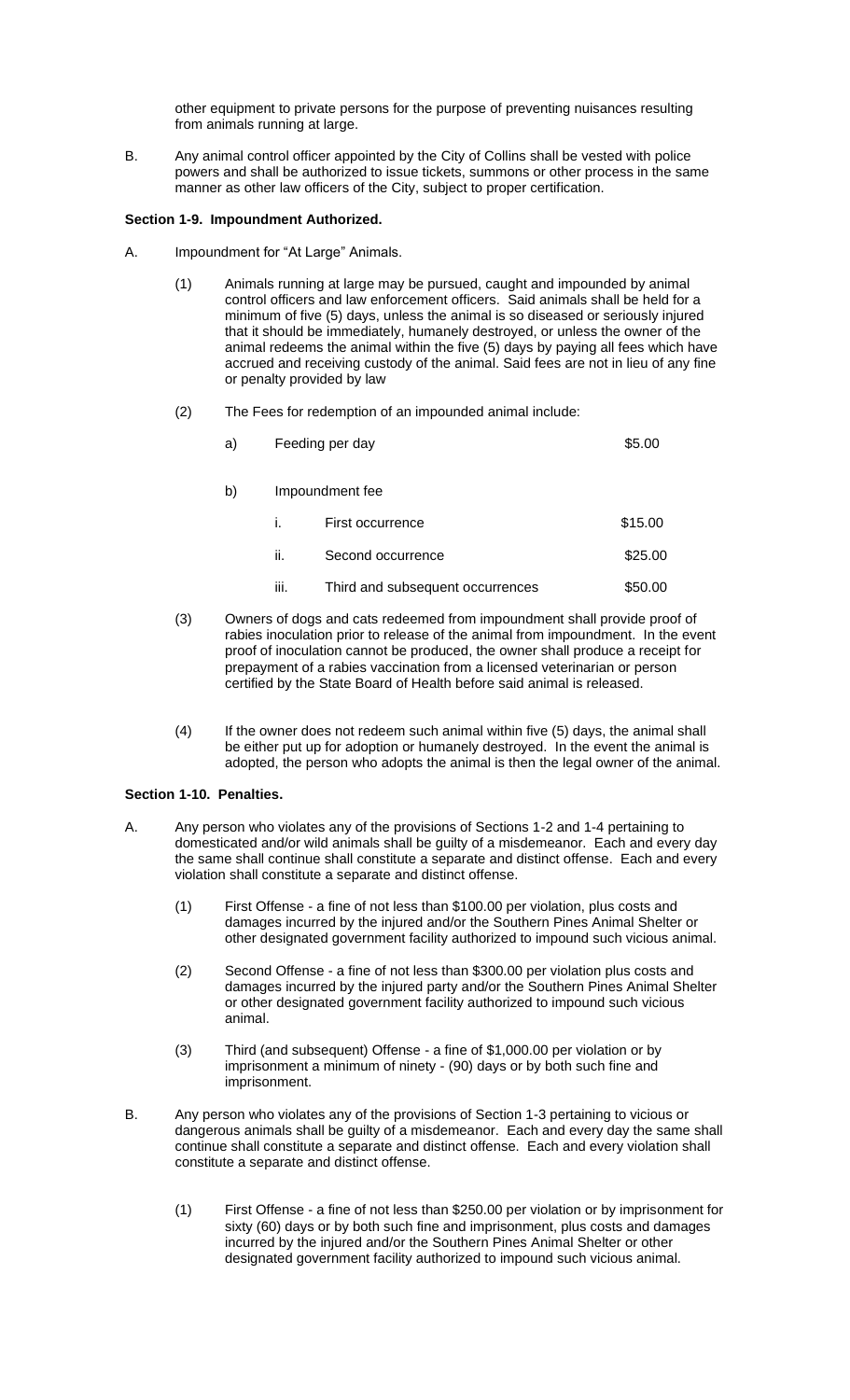other equipment to private persons for the purpose of preventing nuisances resulting from animals running at large.

B. Any animal control officer appointed by the City of Collins shall be vested with police powers and shall be authorized to issue tickets, summons or other process in the same manner as other law officers of the City, subject to proper certification.

**Section 1-9. Impoundment Authorized.**

A. Impoundment for "At Large" Animals.

(1) Animals running at large may be pursued, caught and impounded by animal control officers and law enforcement officers. Said animals shall be held for a minimum of five (5) days, unless the animal is so diseased or seriously injured that it should be immediately, humanely destroyed, or unless the owner of the animal redeems the animal within the five (5) days by paying all fees which have accrued and receiving custody of the animal. Said fees are not in lieu of any fine or penalty provided by law

(2) The Fees for redemption of an impounded animal include:

a) Feeding per day $5.00

b) Impoundment fee

i. First occurrence $15.00

ii. Second occurrence $25.00

iii. Third and subsequent occurrences $50.00

(3) Owners of dogs and cats redeemed from impoundment shall provide proof of rabies inoculation prior to release of the animal from impoundment. In the event proof of inoculation cannot be produced, the owner shall produce a receipt for prepayment of a rabies vaccination from a licensed veterinarian or person certified by the State Board of Health before said animal is released.

(4) If the owner does not redeem such animal within five (5) days, the animal shall be either put up for adoption or humanely destroyed. In the event the animal is adopted, the person who adopts the animal is then the legal owner of the animal.

**Section 1-10. Penalties.**

A. Any person who violates any of the provisions of Sections 1-2 and 1-4 pertaining to domesticated and/or wild animals shall be guilty of a misdemeanor. Each and every day the same shall continue shall constitute a separate and distinct offense. Each and every violation shall constitute a separate and distinct offense.

(1) First Offense - a fine of not less than $100.00 per violation, plus costs and damages incurred by the injured and/or the Southern Pines Animal Shelter or other designated government facility authorized to impound such vicious animal.

(2) Second Offense - a fine of not less than $300.00 per violation plus costs and damages incurred by the injured party and/or the Southern Pines Animal Shelter or other designated government facility authorized to impound such vicious animal.

(3) Third (and subsequent) Offense - a fine of $1,000.00 per violation or by imprisonment a minimum of ninety - (90) days or by both such fine and imprisonment.

B. Any person who violates any of the provisions of Section 1-3 pertaining to vicious or dangerous animals shall be guilty of a misdemeanor. Each and every day the same shall continue shall constitute a separate and distinct offense. Each and every violation shall constitute a separate and distinct offense.

(1) First Offense - a fine of not less than $250.00 per violation or by imprisonment for sixty (60) days or by both such fine and imprisonment, plus costs and damages incurred by the injured and/or the Southern Pines Animal Shelter or other designated government facility authorized to impound such vicious animal.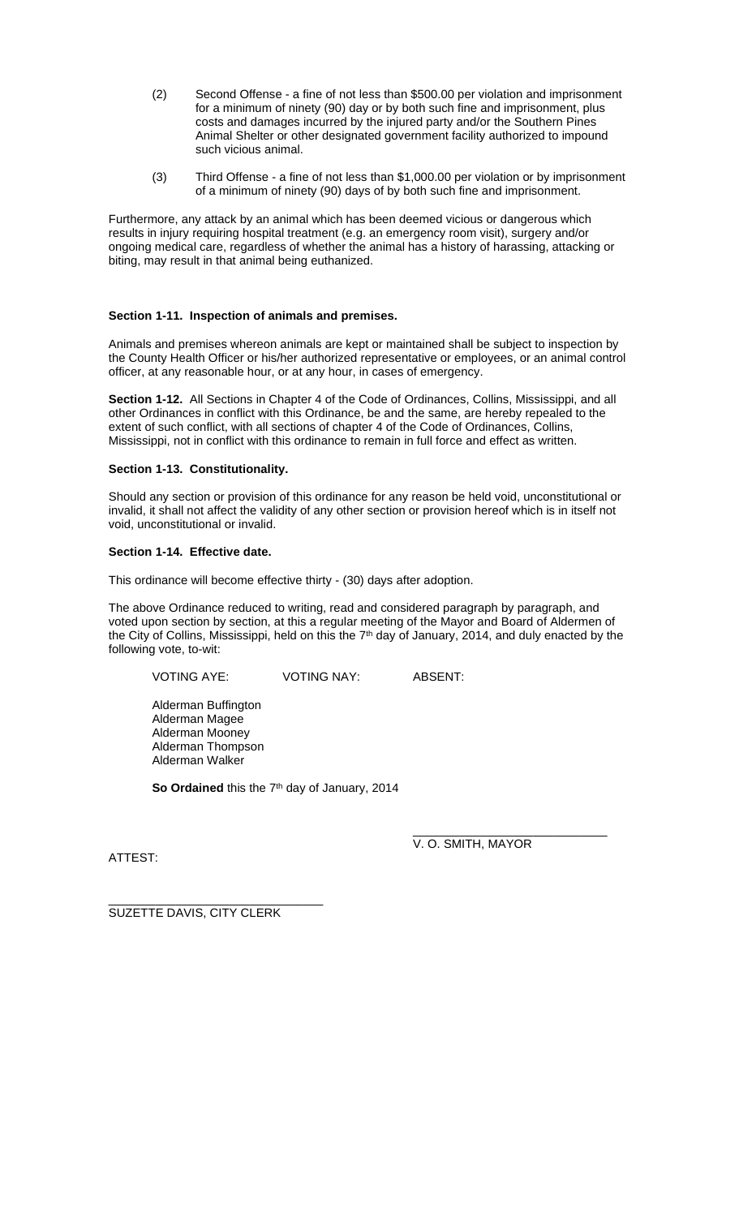(2) Second Offense - a fine of not less than \$500.00 per violation and imprisonment for a minimum of ninety (90) day or by both such fine and imprisonment, plus costs and damages incurred by the injured party and/or the Southern Pines Animal Shelter or other designated government facility authorized to impound such vicious animal.

(3) Third Offense - a fine of not less than \$1,000.00 per violation or by imprisonment of a minimum of ninety (90) days of by both such fine and imprisonment.

Furthermore, any attack by an animal which has been deemed vicious or dangerous which results in injury requiring hospital treatment (e.g. an emergency room visit), surgery and/or ongoing medical care, regardless of whether the animal has a history of harassing, attacking or biting, may result in that animal being euthanized.

**Section 1-11. Inspection of animals and premises.**

Animals and premises whereon animals are kept or maintained shall be subject to inspection by the County Health Officer or his/her authorized representative or employees, or an animal control officer, at any reasonable hour, or at any hour, in cases of emergency.

**Section 1-12.** All Sections in Chapter 4 of the Code of Ordinances, Collins, Mississippi, and all other Ordinances in conflict with this Ordinance, be and the same, are hereby repealed to the extent of such conflict, with all sections of chapter 4 of the Code of Ordinances, Collins, Mississippi, not in conflict with this ordinance to remain in full force and effect as written.

**Section 1-13. Constitutionality.**

Should any section or provision of this ordinance for any reason be held void, unconstitutional or invalid, it shall not affect the validity of any other section or provision hereof which is in itself not void, unconstitutional or invalid.

**Section 1-14. Effective date.**

This ordinance will become effective thirty - (30) days after adoption.

The above Ordinance reduced to writing, read and considered paragraph by paragraph, and voted upon section by section, at this a regular meeting of the Mayor and Board of Aldermen of the City of Collins, Mississippi, held on this the 7th day of January, 2014, and duly enacted by the following vote, to-wit:

| VOTING AYE: | VOTING NAY: | ABSENT: |
|---|---|---|
| Alderman Buffington | | |
| Alderman Magee | | |
| Alderman Mooney | | |
| Alderman Thompson | | |
| Alderman Walker | | |

**So Ordained** this the 7th day of January, 2014

\_\_\_\_\_\_\_\_\_\_\_\_\_\_\_\_\_\_\_\_\_\_\_\_\_\_\_\_
V. O. SMITH, MAYOR

ATTEST:

\_\_\_\_\_\_\_\_\_\_\_\_\_\_\_\_\_\_\_\_\_\_\_\_\_\_\_\_
SUZETTE DAVIS, CITY CLERK